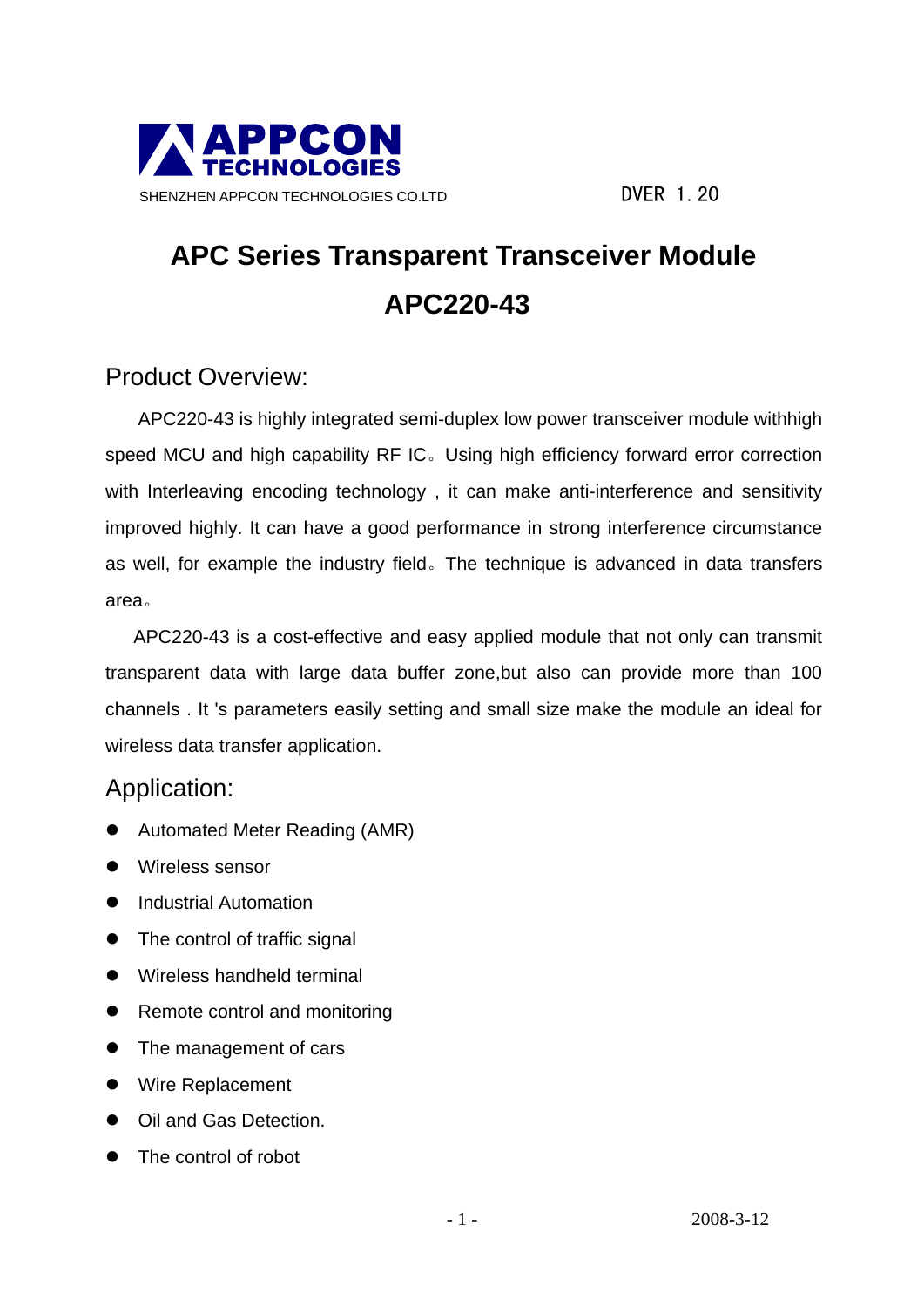APPCON TECHNOLOGIES

SHENZHEN APPCON TECHNOLOGIES CO.LTD    DVER 1.20

# APC Series Transparent Transceiver Module
# APC220-43

## Product Overview:

APC220-43 is highly integrated semi-duplex low power transceiver module withhigh speed MCU and high capability RF IC。Using high efficiency forward error correction with Interleaving encoding technology , it can make anti-interference and sensitivity improved highly. It can have a good performance in strong interference circumstance as well, for example the industry field。The technique is advanced in data transfers area。

APC220-43 is a cost-effective and easy applied module that not only can transmit transparent data with large data buffer zone,but also can provide more than 100 channels . It 's parameters easily setting and small size make the module an ideal for wireless data transfer application.

## Application:

- Automated Meter Reading (AMR)
- Wireless sensor
- Industrial Automation
- The control of traffic signal
- Wireless handheld terminal
- Remote control and monitoring
- The management of cars
- Wire Replacement
- Oil and Gas Detection.
- The control of robot

2008-3-12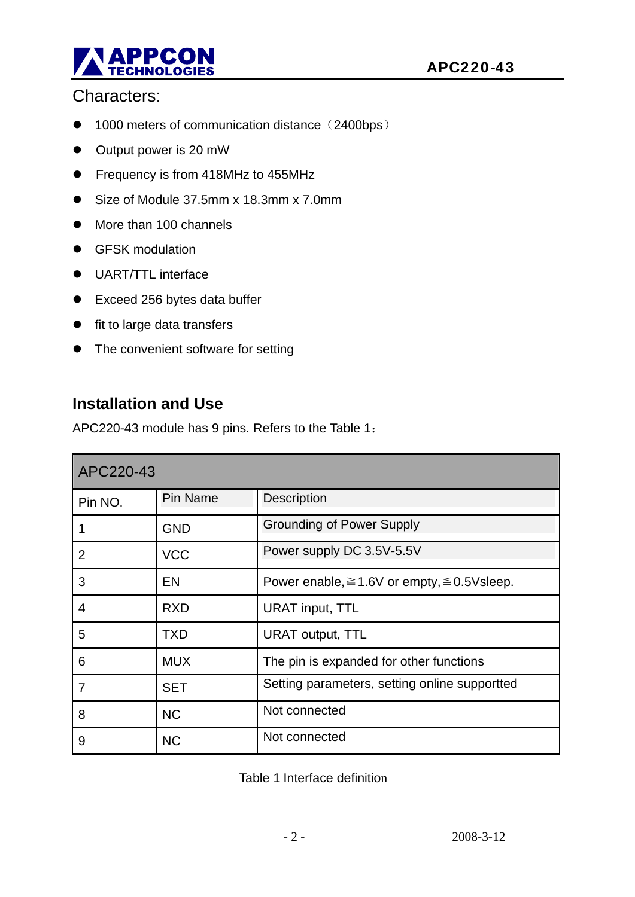## Characters:

- 1000 meters of communication distance（2400bps）
- Output power is 20 mW
- Frequency is from 418MHz to 455MHz
- Size of Module 37.5mm x 18.3mm x 7.0mm
- More than 100 channels
- GFSK modulation
- UART/TTL interface
- Exceed 256 bytes data buffer
- fit to large data transfers
- The convenient software for setting

## Installation and Use

APC220-43 module has 9 pins. Refers to the Table 1：

| APC220-43 | | |
|---|---|---|
| Pin NO. | Pin Name | Description |
| 1 | GND | Grounding of Power Supply |
| 2 | VCC | Power supply DC 3.5V-5.5V |
| 3 | EN | Power enable,≧1.6V or empty,≦0.5Vsleep. |
| 4 | RXD | URAT input, TTL |
| 5 | TXD | URAT output, TTL |
| 6 | MUX | The pin is expanded for other functions |
| 7 | SET | Setting parameters, setting online supportted |
| 8 | NC | Not connected |
| 9 | NC | Not connected |

Table 1 Interface definition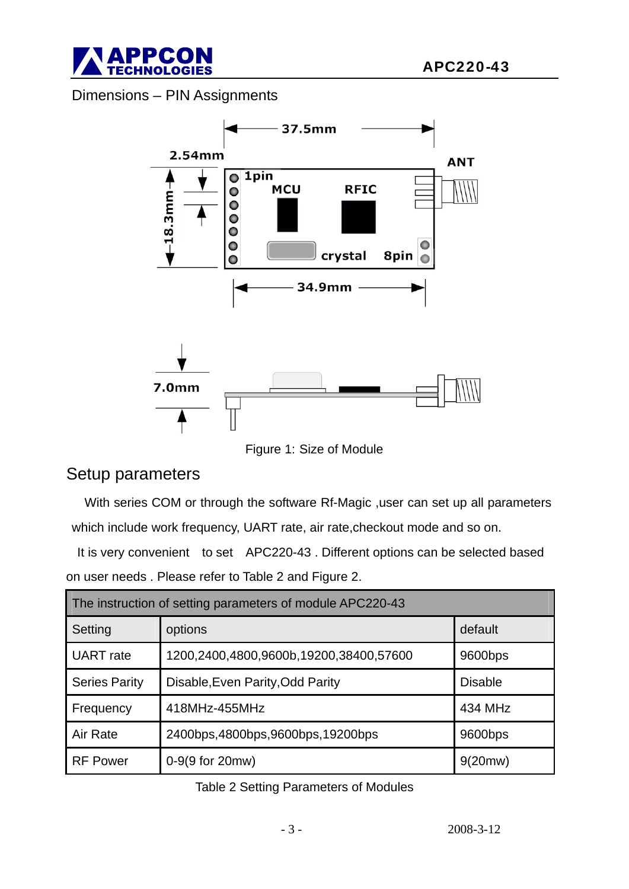## Dimensions – PIN Assignments

Figure 1: Size of Module

## Setup parameters

With series COM or through the software Rf-Magic ,user can set up all parameters which include work frequency, UART rate, air rate,checkout mode and so on.

It is very convenient to set APC220-43 . Different options can be selected based on user needs . Please refer to Table 2 and Figure 2.

| The instruction of setting parameters of module APC220-43 | | |
|---|---|---|
| Setting | options | default |
| UART rate | 1200,2400,4800,9600b,19200,38400,57600 | 9600bps |
| Series Parity | Disable,Even Parity,Odd Parity | Disable |
| Frequency | 418MHz-455MHz | 434 MHz |
| Air Rate | 2400bps,4800bps,9600bps,19200bps | 9600bps |
| RF Power | 0-9(9 for 20mw) | 9(20mw) |

Table 2 Setting Parameters of Modules

2008-3-12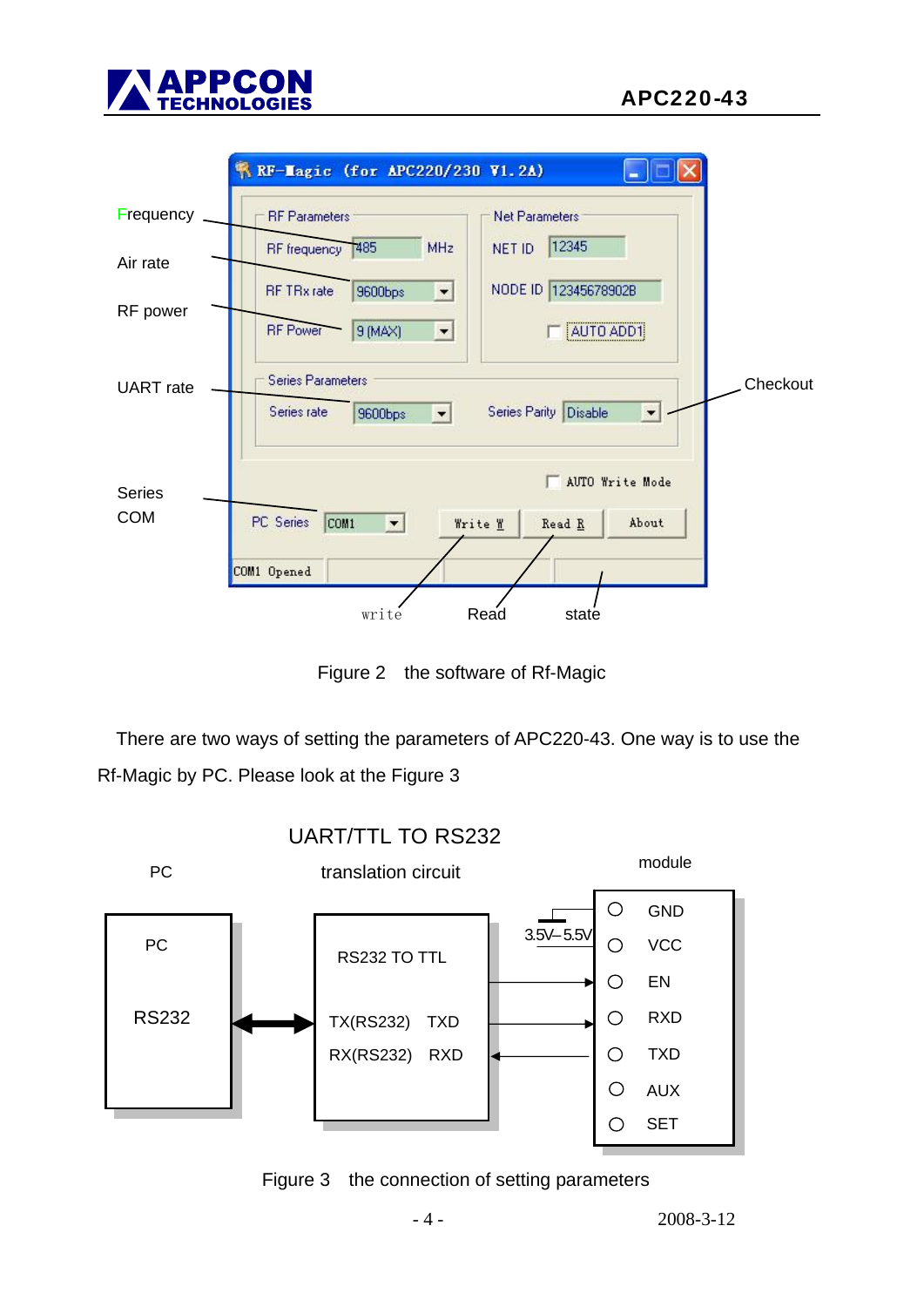Figure 2 the software of Rf-Magic

There are two ways of setting the parameters of APC220-43. One way is to use the Rf-Magic by PC. Please look at the Figure 3

Figure 3 the connection of setting parameters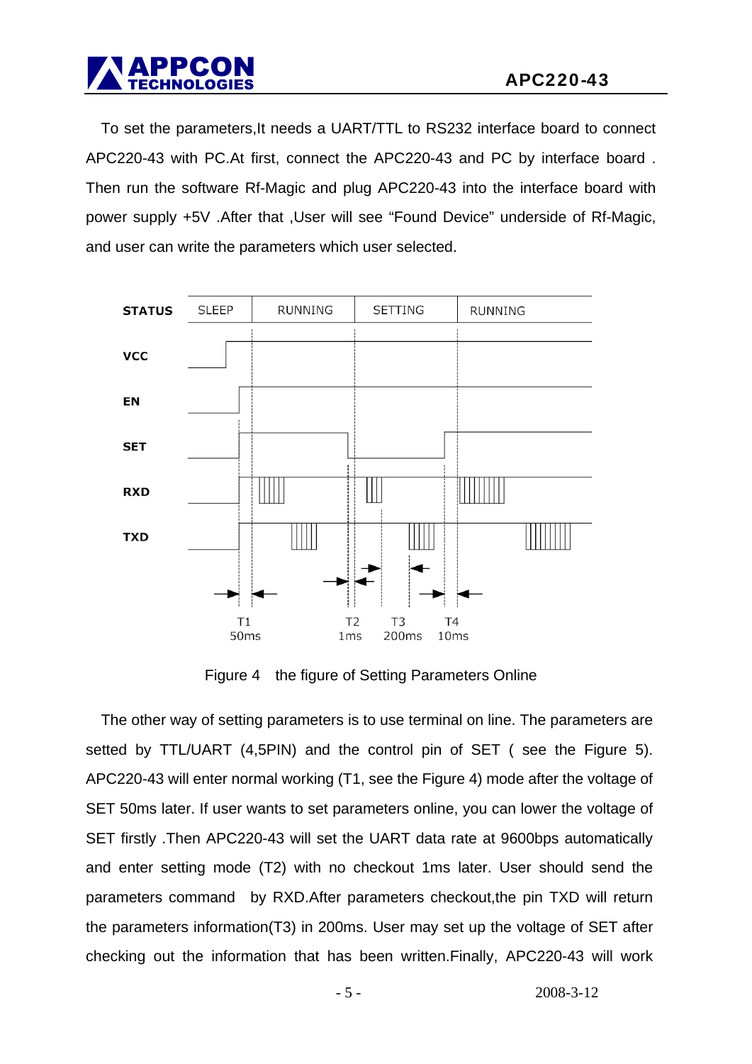To set the parameters,It needs a UART/TTL to RS232 interface board to connect APC220-43 with PC.At first, connect the APC220-43 and PC by interface board . Then run the software Rf-Magic and plug APC220-43 into the interface board with power supply +5V .After that ,User will see “Found Device” underside of Rf-Magic, and user can write the parameters which user selected.

Figure 4 the figure of Setting Parameters Online

The other way of setting parameters is to use terminal on line. The parameters are setted by TTL/UART (4,5PIN) and the control pin of SET ( see the Figure 5). APC220-43 will enter normal working (T1, see the Figure 4) mode after the voltage of SET 50ms later. If user wants to set parameters online, you can lower the voltage of SET firstly .Then APC220-43 will set the UART data rate at 9600bps automatically and enter setting mode (T2) with no checkout 1ms later. User should send the parameters command by RXD.After parameters checkout,the pin TXD will return the parameters information(T3) in 200ms. User may set up the voltage of SET after checking out the information that has been written.Finally, APC220-43 will work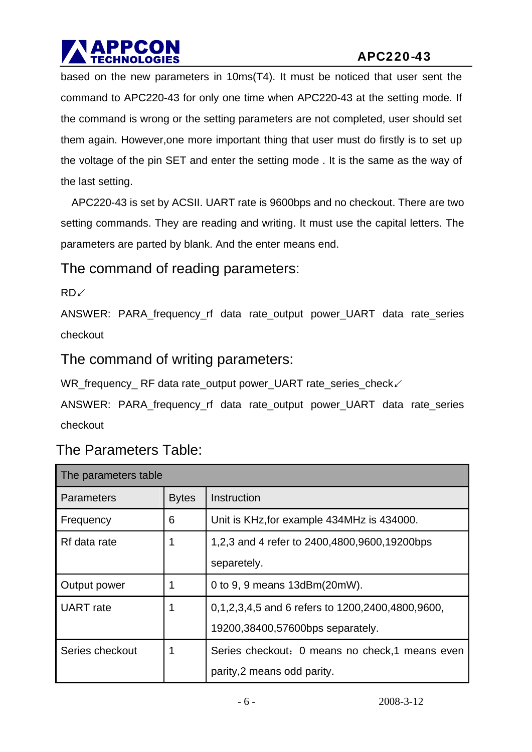based on the new parameters in 10ms(T4). It must be noticed that user sent the command to APC220-43 for only one time when APC220-43 at the setting mode. If the command is wrong or the setting parameters are not completed, user should set them again. However,one more important thing that user must do firstly is to set up the voltage of the pin SET and enter the setting mode . It is the same as the way of the last setting.

APC220-43 is set by ACSII. UART rate is 9600bps and no checkout. There are two setting commands. They are reading and writing. It must use the capital letters. The parameters are parted by blank. And the enter means end.

## The command of reading parameters:

RD↙

ANSWER: PARA_frequency_rf data rate_output power_UART data rate_series checkout

## The command of writing parameters:

WR_frequency_ RF data rate_output power_UART rate_series_check↙

ANSWER: PARA_frequency_rf data rate_output power_UART data rate_series checkout

## The Parameters Table:

| The parameters table | | |
|---|---|---|
| Parameters | Bytes | Instruction |
| Frequency | 6 | Unit is KHz,for example 434MHz is 434000. |
| Rf data rate | 1 | 1,2,3 and 4 refer to 2400,4800,9600,19200bps separetely. |
| Output power | 1 | 0 to 9, 9 means 13dBm(20mW). |
| UART rate | 1 | 0,1,2,3,4,5 and 6 refers to 1200,2400,4800,9600, 19200,38400,57600bps separately. |
| Series checkout | 1 | Series checkout：0 means no check,1 means even parity,2 means odd parity. |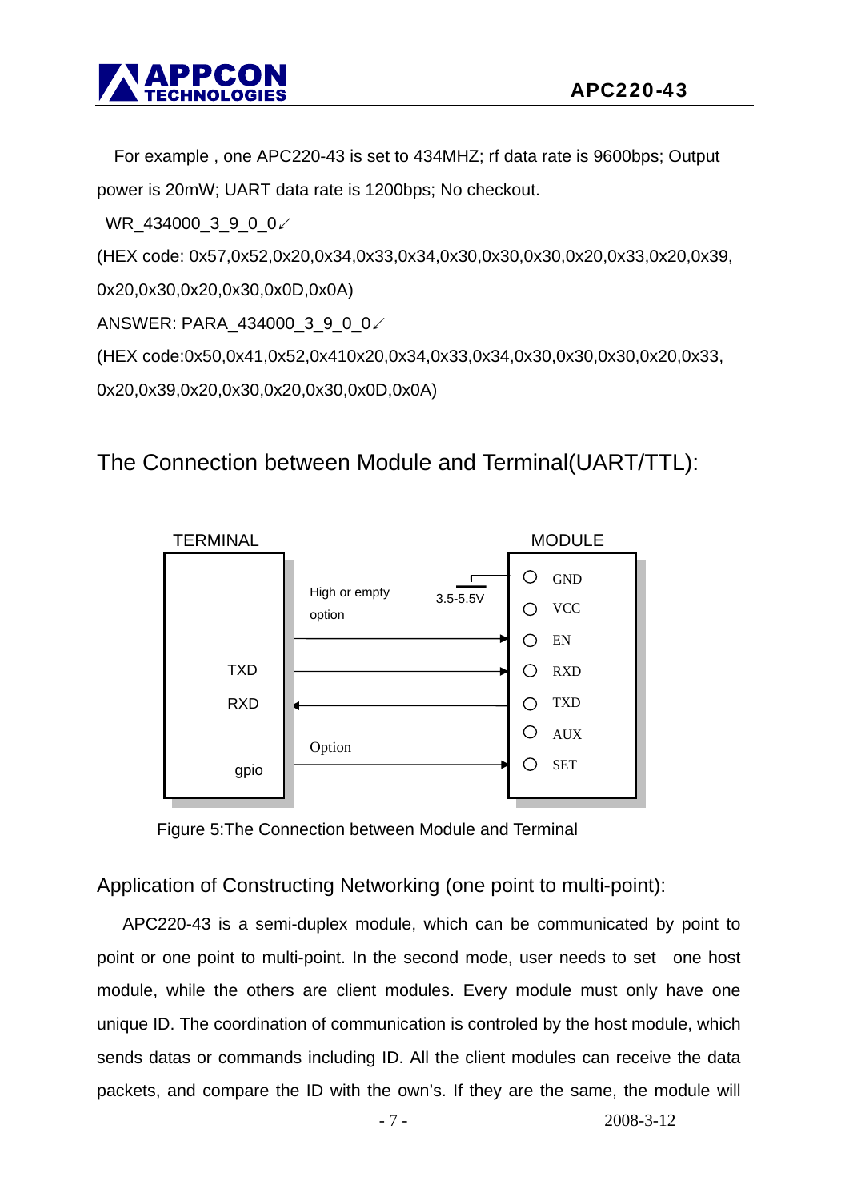For example , one APC220-43 is set to 434MHZ; rf data rate is 9600bps; Output power is 20mW; UART data rate is 1200bps; No checkout.

WR_434000_3_9_0_0↙

(HEX code: 0x57,0x52,0x20,0x34,0x33,0x34,0x30,0x30,0x30,0x20,0x33,0x20,0x39, 0x20,0x30,0x20,0x30,0x0D,0x0A)

ANSWER: PARA_434000_3_9_0_0↙

(HEX code:0x50,0x41,0x52,0x410x20,0x34,0x33,0x34,0x30,0x30,0x30,0x20,0x33, 0x20,0x39,0x20,0x30,0x20,0x30,0x0D,0x0A)

## The Connection between Module and Terminal(UART/TTL):

TERMINAL | MODULE

High or empty option → EN; 3.5-5.5V → VCC; GND

TXD → RXD

RXD ← TXD

AUX

gpio → (Option) SET

Figure 5:The Connection between Module and Terminal

### Application of Constructing Networking (one point to multi-point):

APC220-43 is a semi-duplex module, which can be communicated by point to point or one point to multi-point. In the second mode, user needs to set one host module, while the others are client modules. Every module must only have one unique ID. The coordination of communication is controled by the host module, which sends datas or commands including ID. All the client modules can receive the data packets, and compare the ID with the own's. If they are the same, the module will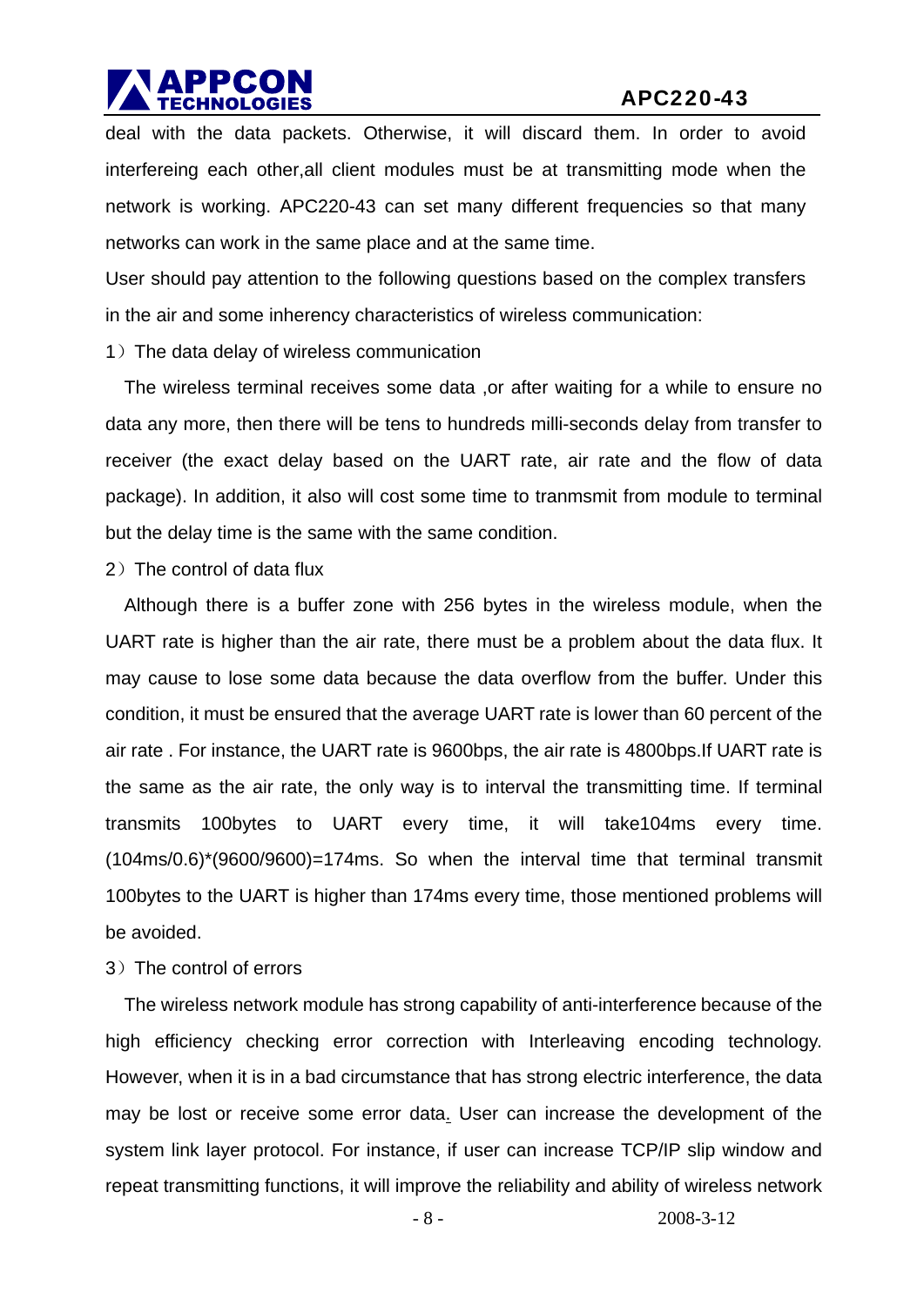deal with the data packets. Otherwise, it will discard them. In order to avoid interfereing each other,all client modules must be at transmitting mode when the network is working. APC220-43 can set many different frequencies so that many networks can work in the same place and at the same time.

User should pay attention to the following questions based on the complex transfers in the air and some inherency characteristics of wireless communication:

1）The data delay of wireless communication

The wireless terminal receives some data ,or after waiting for a while to ensure no data any more, then there will be tens to hundreds milli-seconds delay from transfer to receiver (the exact delay based on the UART rate, air rate and the flow of data package). In addition, it also will cost some time to tranmsmit from module to terminal but the delay time is the same with the same condition.

2）The control of data flux

Although there is a buffer zone with 256 bytes in the wireless module, when the UART rate is higher than the air rate, there must be a problem about the data flux. It may cause to lose some data because the data overflow from the buffer. Under this condition, it must be ensured that the average UART rate is lower than 60 percent of the air rate . For instance, the UART rate is 9600bps, the air rate is 4800bps.If UART rate is the same as the air rate, the only way is to interval the transmitting time. If terminal transmits 100bytes to UART every time, it will take104ms every time. (104ms/0.6)*(9600/9600)=174ms. So when the interval time that terminal transmit 100bytes to the UART is higher than 174ms every time, those mentioned problems will be avoided.

3）The control of errors

The wireless network module has strong capability of anti-interference because of the high efficiency checking error correction with Interleaving encoding technology. However, when it is in a bad circumstance that has strong electric interference, the data may be lost or receive some error data. User can increase the development of the system link layer protocol. For instance, if user can increase TCP/IP slip window and repeat transmitting functions, it will improve the reliability and ability of wireless network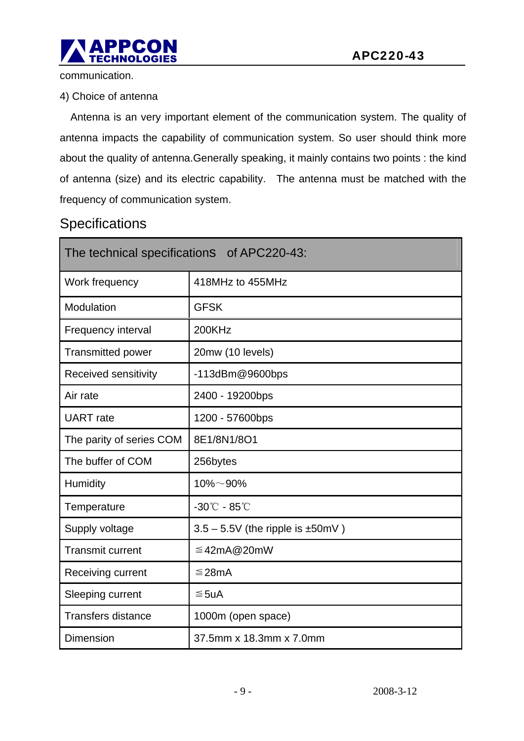communication.

4) Choice of antenna

Antenna is an very important element of the communication system. The quality of antenna impacts the capability of communication system. So user should think more about the quality of antenna.Generally speaking, it mainly contains two points : the kind of antenna (size) and its electric capability. The antenna must be matched with the frequency of communication system.

## Specifications

| The technical specifications of APC220-43: | |
|---|---|
| Work frequency | 418MHz to 455MHz |
| Modulation | GFSK |
| Frequency interval | 200KHz |
| Transmitted power | 20mw (10 levels) |
| Received sensitivity | -113dBm@9600bps |
| Air rate | 2400 - 19200bps |
| UART rate | 1200 - 57600bps |
| The parity of series COM | 8E1/8N1/8O1 |
| The buffer of COM | 256bytes |
| Humidity | 10%～90% |
| Temperature | -30℃ - 85℃ |
| Supply voltage | 3.5 – 5.5V (the ripple is ±50mV ) |
| Transmit current | ≦42mA@20mW |
| Receiving current | ≦28mA |
| Sleeping current | ≦5uA |
| Transfers distance | 1000m (open space) |
| Dimension | 37.5mm x 18.3mm x 7.0mm |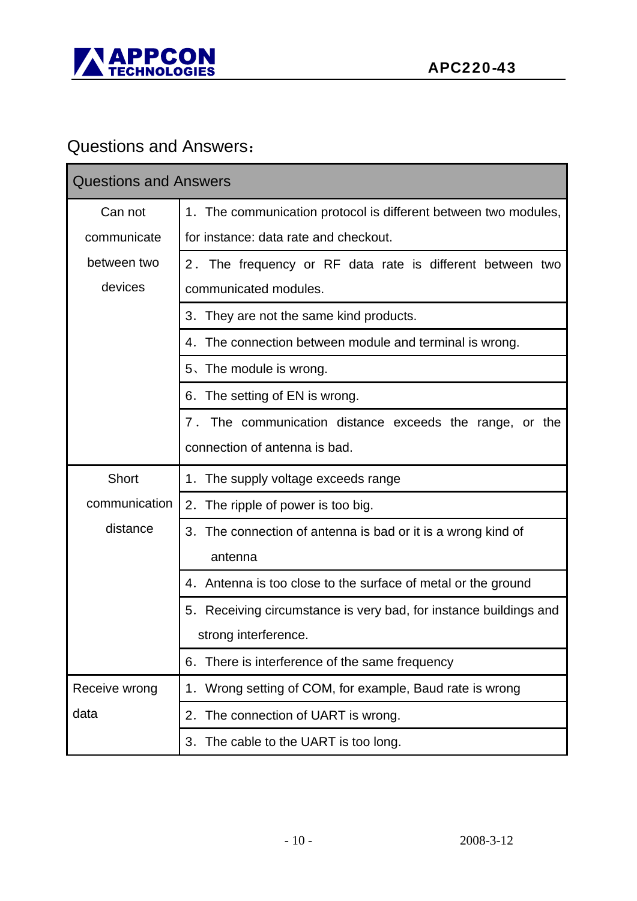## Questions and Answers：

| Questions and Answers | |
|---|---|
| Can not communicate between two devices | 1．The communication protocol is different between two modules, for instance: data rate and checkout. |
| | 2．The frequency or RF data rate is different between two communicated modules. |
| | 3．They are not the same kind products. |
| | 4．The connection between module and terminal is wrong. |
| | 5、The module is wrong. |
| | 6．The setting of EN is wrong. |
| | 7．The communication distance exceeds the range, or the connection of antenna is bad. |
| Short communication distance | 1．The supply voltage exceeds range |
| | 2．The ripple of power is too big. |
| | 3．The connection of antenna is bad or it is a wrong kind of antenna |
| | 4．Antenna is too close to the surface of metal or the ground |
| | 5．Receiving circumstance is very bad, for instance buildings and strong interference. |
| | 6．There is interference of the same frequency |
| Receive wrong data | 1．Wrong setting of COM, for example, Baud rate is wrong |
| | 2．The connection of UART is wrong. |
| | 3．The cable to the UART is too long. |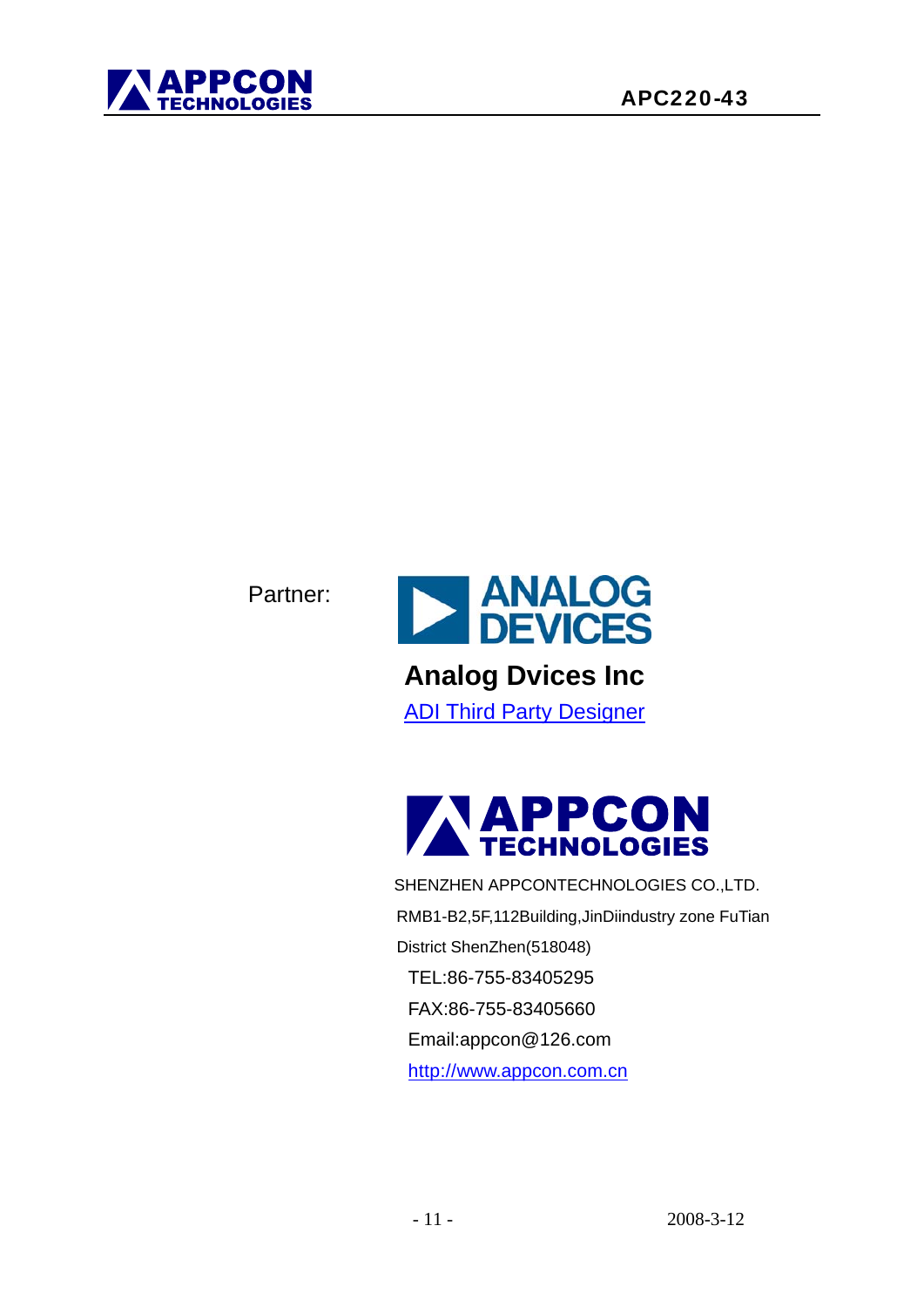Partner:

ANALOG DEVICES

**Analog Dvices Inc**

[ADI Third Party Designer]()

APPCON TECHNOLOGIES

SHENZHEN APPCONTECHNOLOGIES CO.,LTD.

RMB1-B2,5F,112Building,JinDiindustry zone FuTian District ShenZhen(518048)

TEL:86-755-83405295

FAX:86-755-83405660

Email:appcon@126.com

[http://www.appcon.com.cn](http://www.appcon.com.cn)

2008-3-12